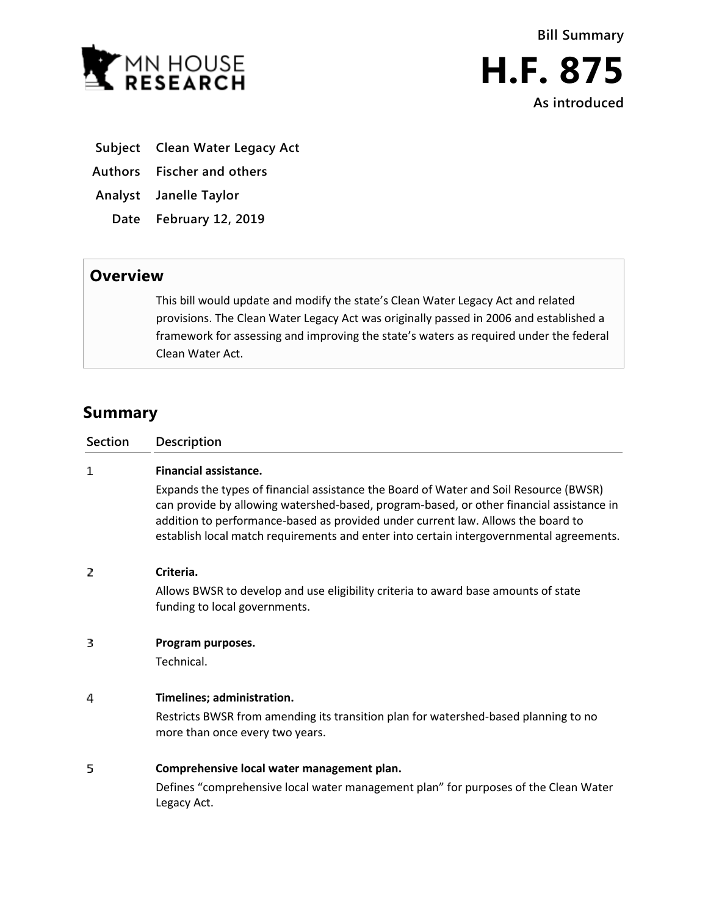MN HOUSE RESEARCH

Bill Summary

# H.F. 875

As introduced

| | |
|---|---|
| **Subject** | **Clean Water Legacy Act** |
| **Authors** | **Fischer and others** |
| **Analyst** | **Janelle Taylor** |
| **Date** | **February 12, 2019** |

## Overview

This bill would update and modify the state's Clean Water Legacy Act and related provisions. The Clean Water Legacy Act was originally passed in 2006 and established a framework for assessing and improving the state's waters as required under the federal Clean Water Act.

## Summary

| Section | Description |
|---|---|
| 1 | **Financial assistance.** Expands the types of financial assistance the Board of Water and Soil Resource (BWSR) can provide by allowing watershed-based, program-based, or other financial assistance in addition to performance-based as provided under current law. Allows the board to establish local match requirements and enter into certain intergovernmental agreements. |
| 2 | **Criteria.** Allows BWSR to develop and use eligibility criteria to award base amounts of state funding to local governments. |
| 3 | **Program purposes.** Technical. |
| 4 | **Timelines; administration.** Restricts BWSR from amending its transition plan for watershed-based planning to no more than once every two years. |
| 5 | **Comprehensive local water management plan.** Defines "comprehensive local water management plan" for purposes of the Clean Water Legacy Act. |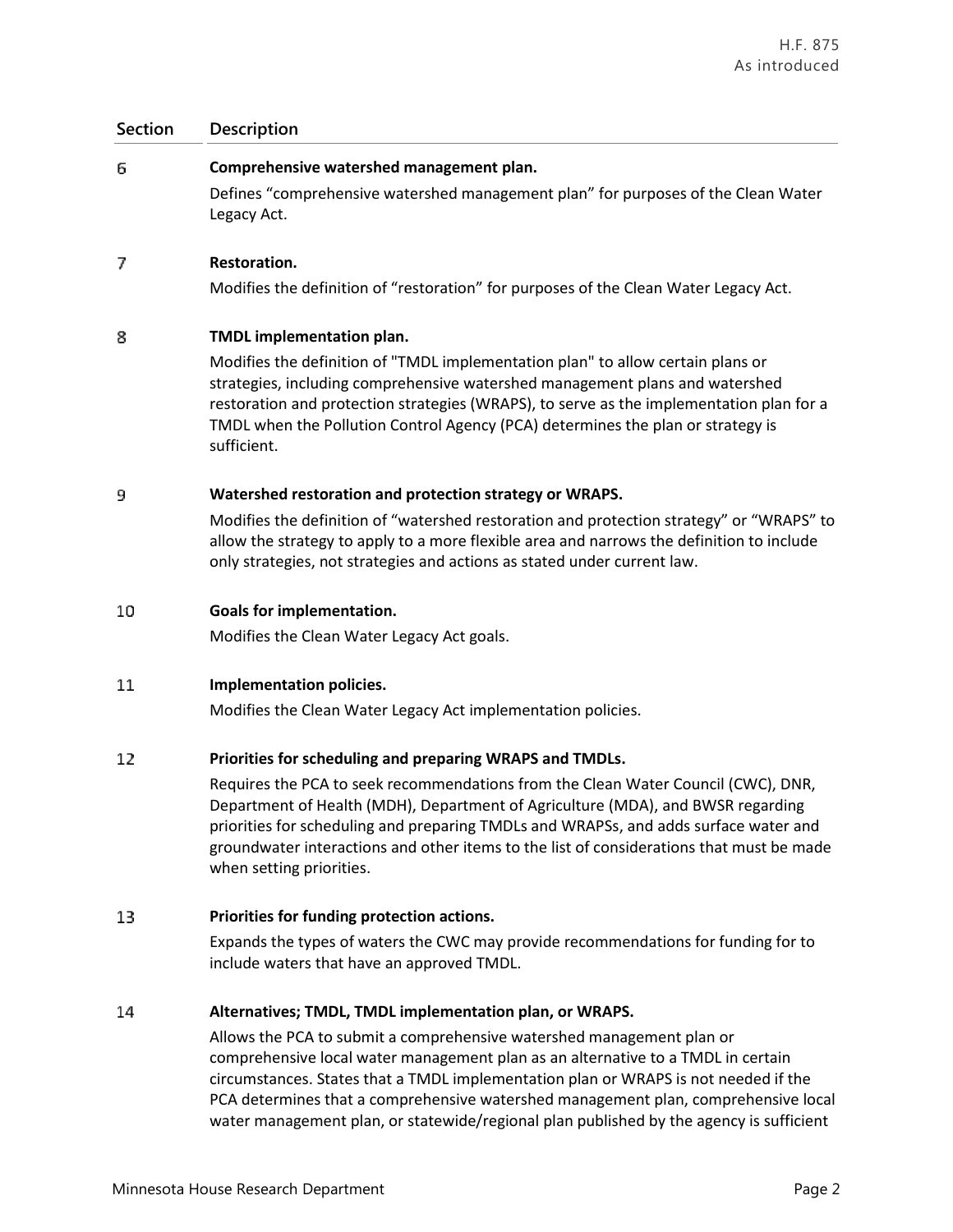| Section | Description |
|---|---|
| 6 | **Comprehensive watershed management plan.** Defines "comprehensive watershed management plan" for purposes of the Clean Water Legacy Act. |
| 7 | **Restoration.** Modifies the definition of "restoration" for purposes of the Clean Water Legacy Act. |
| 8 | **TMDL implementation plan.** Modifies the definition of "TMDL implementation plan" to allow certain plans or strategies, including comprehensive watershed management plans and watershed restoration and protection strategies (WRAPS), to serve as the implementation plan for a TMDL when the Pollution Control Agency (PCA) determines the plan or strategy is sufficient. |
| 9 | **Watershed restoration and protection strategy or WRAPS.** Modifies the definition of "watershed restoration and protection strategy" or "WRAPS" to allow the strategy to apply to a more flexible area and narrows the definition to include only strategies, not strategies and actions as stated under current law. |
| 10 | **Goals for implementation.** Modifies the Clean Water Legacy Act goals. |
| 11 | **Implementation policies.** Modifies the Clean Water Legacy Act implementation policies. |
| 12 | **Priorities for scheduling and preparing WRAPS and TMDLs.** Requires the PCA to seek recommendations from the Clean Water Council (CWC), DNR, Department of Health (MDH), Department of Agriculture (MDA), and BWSR regarding priorities for scheduling and preparing TMDLs and WRAPSs, and adds surface water and groundwater interactions and other items to the list of considerations that must be made when setting priorities. |
| 13 | **Priorities for funding protection actions.** Expands the types of waters the CWC may provide recommendations for funding for to include waters that have an approved TMDL. |
| 14 | **Alternatives; TMDL, TMDL implementation plan, or WRAPS.** Allows the PCA to submit a comprehensive watershed management plan or comprehensive local water management plan as an alternative to a TMDL in certain circumstances. States that a TMDL implementation plan or WRAPS is not needed if the PCA determines that a comprehensive watershed management plan, comprehensive local water management plan, or statewide/regional plan published by the agency is sufficient |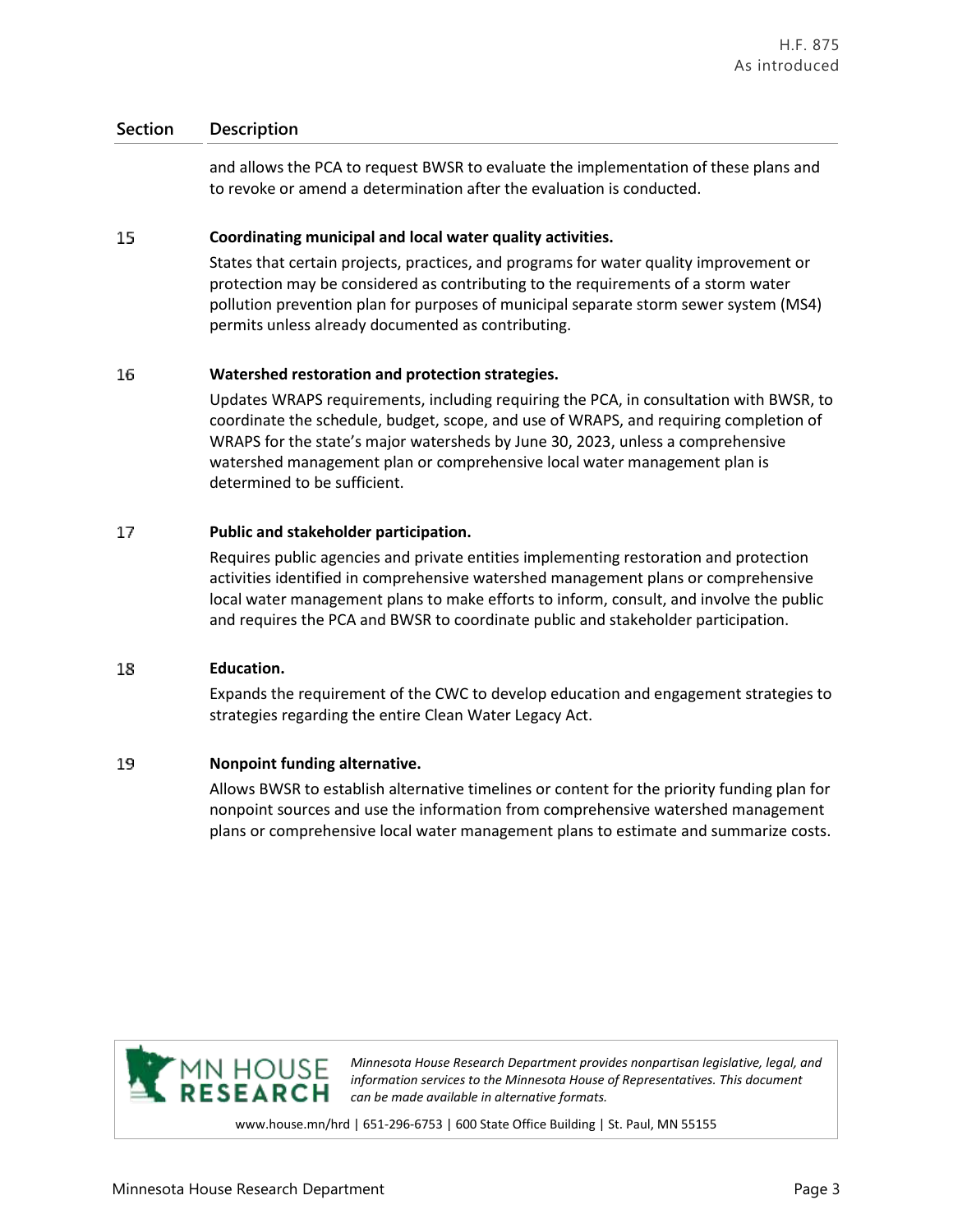| Section | Description |
|---|---|
| | and allows the PCA to request BWSR to evaluate the implementation of these plans and to revoke or amend a determination after the evaluation is conducted. |
| 15 | **Coordinating municipal and local water quality activities.** States that certain projects, practices, and programs for water quality improvement or protection may be considered as contributing to the requirements of a storm water pollution prevention plan for purposes of municipal separate storm sewer system (MS4) permits unless already documented as contributing. |
| 16 | **Watershed restoration and protection strategies.** Updates WRAPS requirements, including requiring the PCA, in consultation with BWSR, to coordinate the schedule, budget, scope, and use of WRAPS, and requiring completion of WRAPS for the state's major watersheds by June 30, 2023, unless a comprehensive watershed management plan or comprehensive local water management plan is determined to be sufficient. |
| 17 | **Public and stakeholder participation.** Requires public agencies and private entities implementing restoration and protection activities identified in comprehensive watershed management plans or comprehensive local water management plans to make efforts to inform, consult, and involve the public and requires the PCA and BWSR to coordinate public and stakeholder participation. |
| 18 | **Education.** Expands the requirement of the CWC to develop education and engagement strategies to strategies regarding the entire Clean Water Legacy Act. |
| 19 | **Nonpoint funding alternative.** Allows BWSR to establish alternative timelines or content for the priority funding plan for nonpoint sources and use the information from comprehensive watershed management plans or comprehensive local water management plans to estimate and summarize costs. |

MN HOUSE RESEARCH

*Minnesota House Research Department provides nonpartisan legislative, legal, and information services to the Minnesota House of Representatives. This document can be made available in alternative formats.*

www.house.mn/hrd | 651-296-6753 | 600 State Office Building | St. Paul, MN 55155